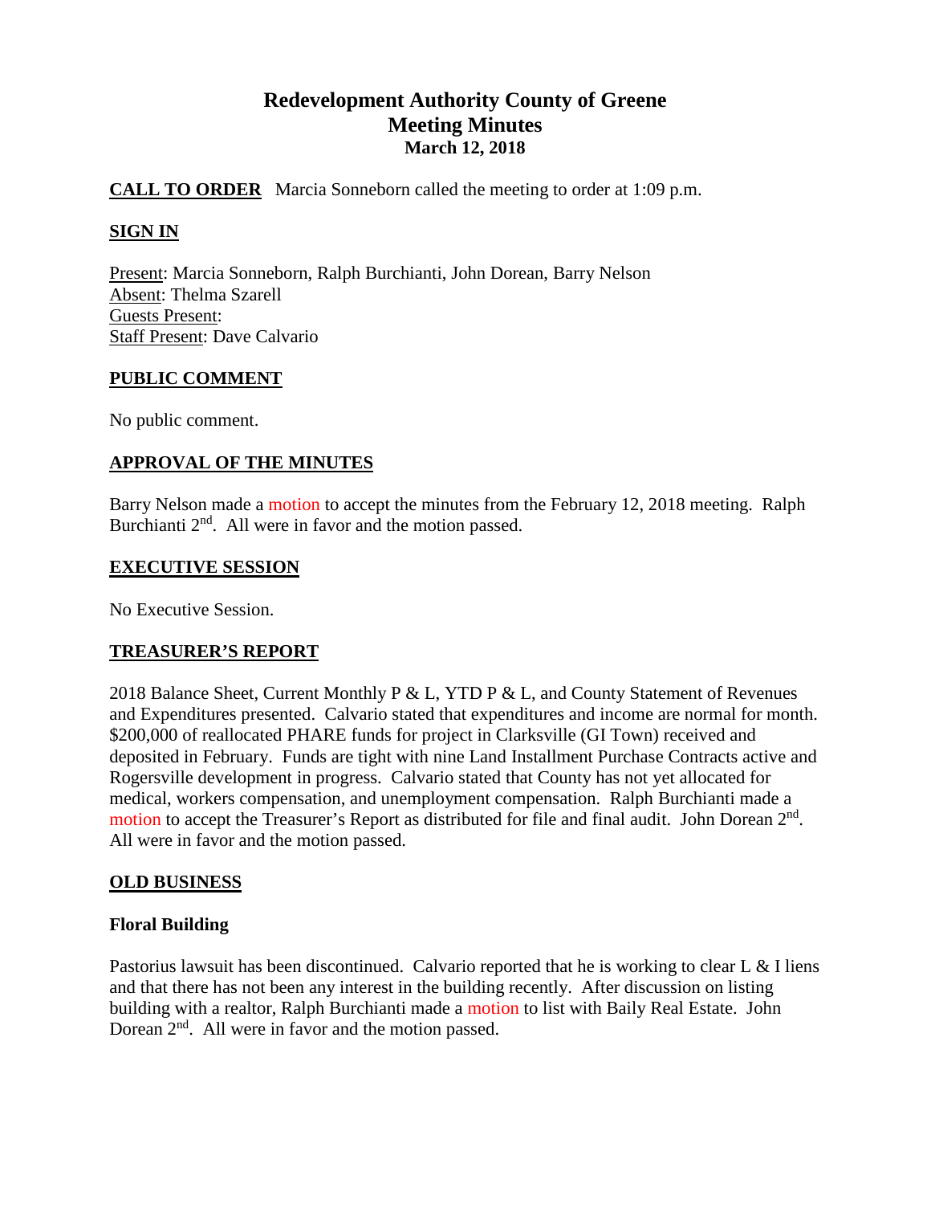# Redevelopment Authority County of Greene
## Meeting Minutes
### March 12, 2018

**CALL TO ORDER** Marcia Sonneborn called the meeting to order at 1:09 p.m.

**SIGN IN**

Present: Marcia Sonneborn, Ralph Burchianti, John Dorean, Barry Nelson
Absent: Thelma Szarell
Guests Present:
Staff Present: Dave Calvario

**PUBLIC COMMENT**

No public comment.

**APPROVAL OF THE MINUTES**

Barry Nelson made a motion to accept the minutes from the February 12, 2018 meeting. Ralph Burchianti 2nd. All were in favor and the motion passed.

**EXECUTIVE SESSION**

No Executive Session.

**TREASURER'S REPORT**

2018 Balance Sheet, Current Monthly P & L, YTD P & L, and County Statement of Revenues and Expenditures presented. Calvario stated that expenditures and income are normal for month. $200,000 of reallocated PHARE funds for project in Clarksville (GI Town) received and deposited in February. Funds are tight with nine Land Installment Purchase Contracts active and Rogersville development in progress. Calvario stated that County has not yet allocated for medical, workers compensation, and unemployment compensation. Ralph Burchianti made a motion to accept the Treasurer's Report as distributed for file and final audit. John Dorean 2nd. All were in favor and the motion passed.

**OLD BUSINESS**

**Floral Building**

Pastorius lawsuit has been discontinued. Calvario reported that he is working to clear L & I liens and that there has not been any interest in the building recently. After discussion on listing building with a realtor, Ralph Burchianti made a motion to list with Baily Real Estate. John Dorean 2nd. All were in favor and the motion passed.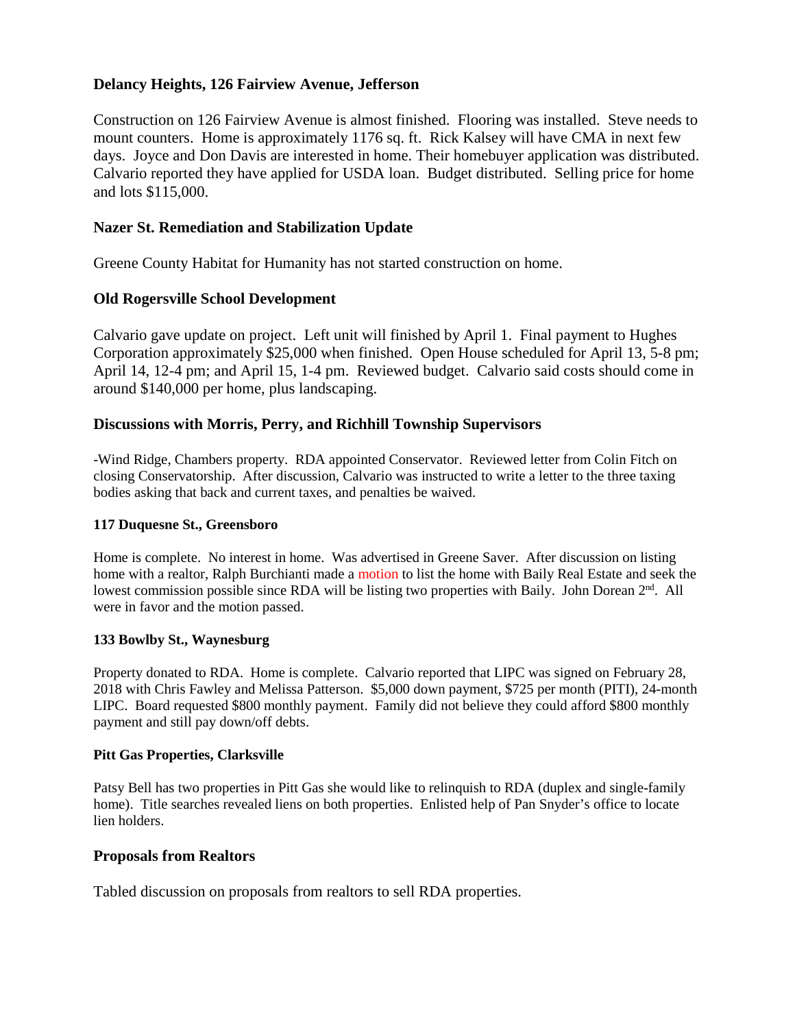### Delancy Heights, 126 Fairview Avenue, Jefferson

Construction on 126 Fairview Avenue is almost finished. Flooring was installed. Steve needs to mount counters. Home is approximately 1176 sq. ft. Rick Kalsey will have CMA in next few days. Joyce and Don Davis are interested in home. Their homebuyer application was distributed. Calvario reported they have applied for USDA loan. Budget distributed. Selling price for home and lots $115,000.

### Nazer St. Remediation and Stabilization Update

Greene County Habitat for Humanity has not started construction on home.

### Old Rogersville School Development

Calvario gave update on project. Left unit will finished by April 1. Final payment to Hughes Corporation approximately $25,000 when finished. Open House scheduled for April 13, 5-8 pm; April 14, 12-4 pm; and April 15, 1-4 pm. Reviewed budget. Calvario said costs should come in around $140,000 per home, plus landscaping.

### Discussions with Morris, Perry, and Richhill Township Supervisors

-Wind Ridge, Chambers property. RDA appointed Conservator. Reviewed letter from Colin Fitch on closing Conservatorship. After discussion, Calvario was instructed to write a letter to the three taxing bodies asking that back and current taxes, and penalties be waived.

#### 117 Duquesne St., Greensboro

Home is complete. No interest in home. Was advertised in Greene Saver. After discussion on listing home with a realtor, Ralph Burchianti made a motion to list the home with Baily Real Estate and seek the lowest commission possible since RDA will be listing two properties with Baily. John Dorean 2nd. All were in favor and the motion passed.

#### 133 Bowlby St., Waynesburg

Property donated to RDA. Home is complete. Calvario reported that LIPC was signed on February 28, 2018 with Chris Fawley and Melissa Patterson. $5,000 down payment, $725 per month (PITI), 24-month LIPC. Board requested $800 monthly payment. Family did not believe they could afford $800 monthly payment and still pay down/off debts.

#### Pitt Gas Properties, Clarksville

Patsy Bell has two properties in Pitt Gas she would like to relinquish to RDA (duplex and single-family home). Title searches revealed liens on both properties. Enlisted help of Pan Snyder's office to locate lien holders.

### Proposals from Realtors

Tabled discussion on proposals from realtors to sell RDA properties.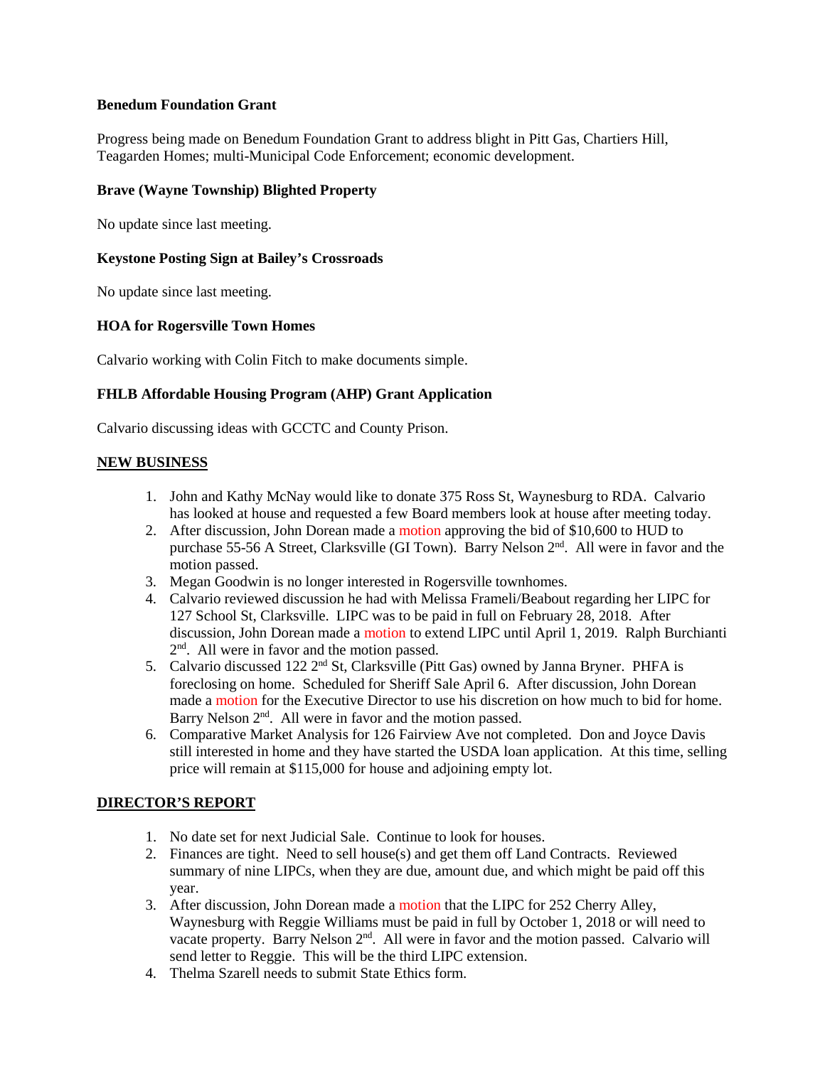**Benedum Foundation Grant**

Progress being made on Benedum Foundation Grant to address blight in Pitt Gas, Chartiers Hill, Teagarden Homes; multi-Municipal Code Enforcement; economic development.

**Brave (Wayne Township) Blighted Property**

No update since last meeting.

**Keystone Posting Sign at Bailey's Crossroads**

No update since last meeting.

**HOA for Rogersville Town Homes**

Calvario working with Colin Fitch to make documents simple.

**FHLB Affordable Housing Program (AHP) Grant Application**

Calvario discussing ideas with GCCTC and County Prison.

**NEW BUSINESS**

1. John and Kathy McNay would like to donate 375 Ross St, Waynesburg to RDA. Calvario has looked at house and requested a few Board members look at house after meeting today.
2. After discussion, John Dorean made a motion approving the bid of $10,600 to HUD to purchase 55-56 A Street, Clarksville (GI Town). Barry Nelson 2nd. All were in favor and the motion passed.
3. Megan Goodwin is no longer interested in Rogersville townhomes.
4. Calvario reviewed discussion he had with Melissa Frameli/Beabout regarding her LIPC for 127 School St, Clarksville. LIPC was to be paid in full on February 28, 2018. After discussion, John Dorean made a motion to extend LIPC until April 1, 2019. Ralph Burchianti 2nd. All were in favor and the motion passed.
5. Calvario discussed 122 2nd St, Clarksville (Pitt Gas) owned by Janna Bryner. PHFA is foreclosing on home. Scheduled for Sheriff Sale April 6. After discussion, John Dorean made a motion for the Executive Director to use his discretion on how much to bid for home. Barry Nelson 2nd. All were in favor and the motion passed.
6. Comparative Market Analysis for 126 Fairview Ave not completed. Don and Joyce Davis still interested in home and they have started the USDA loan application. At this time, selling price will remain at $115,000 for house and adjoining empty lot.

**DIRECTOR'S REPORT**

1. No date set for next Judicial Sale. Continue to look for houses.
2. Finances are tight. Need to sell house(s) and get them off Land Contracts. Reviewed summary of nine LIPCs, when they are due, amount due, and which might be paid off this year.
3. After discussion, John Dorean made a motion that the LIPC for 252 Cherry Alley, Waynesburg with Reggie Williams must be paid in full by October 1, 2018 or will need to vacate property. Barry Nelson 2nd. All were in favor and the motion passed. Calvario will send letter to Reggie. This will be the third LIPC extension.
4. Thelma Szarell needs to submit State Ethics form.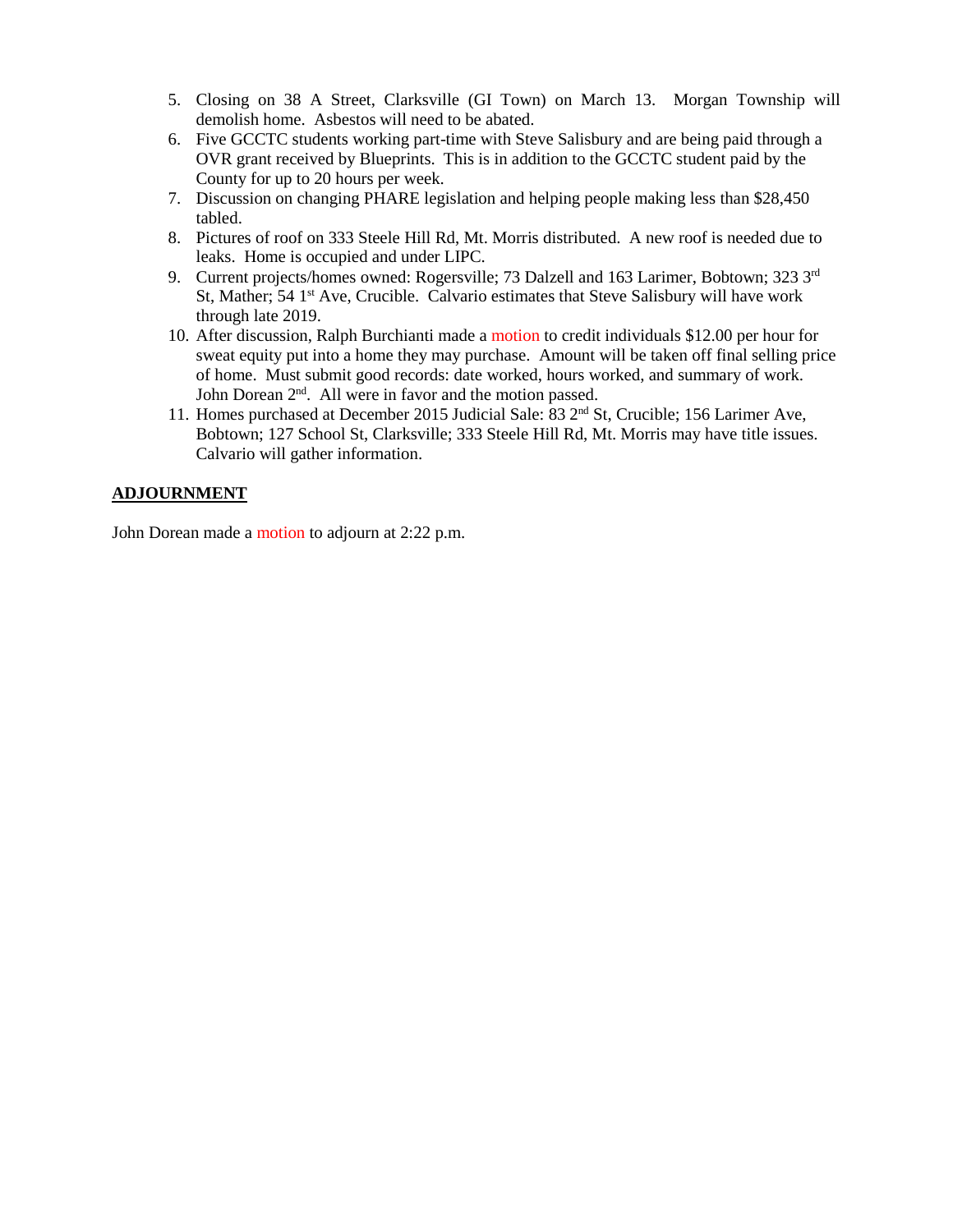5. Closing on 38 A Street, Clarksville (GI Town) on March 13. Morgan Township will demolish home. Asbestos will need to be abated.
6. Five GCCTC students working part-time with Steve Salisbury and are being paid through a OVR grant received by Blueprints. This is in addition to the GCCTC student paid by the County for up to 20 hours per week.
7. Discussion on changing PHARE legislation and helping people making less than $28,450 tabled.
8. Pictures of roof on 333 Steele Hill Rd, Mt. Morris distributed. A new roof is needed due to leaks. Home is occupied and under LIPC.
9. Current projects/homes owned: Rogersville; 73 Dalzell and 163 Larimer, Bobtown; 323 3rd St, Mather; 54 1st Ave, Crucible. Calvario estimates that Steve Salisbury will have work through late 2019.
10. After discussion, Ralph Burchianti made a motion to credit individuals $12.00 per hour for sweat equity put into a home they may purchase. Amount will be taken off final selling price of home. Must submit good records: date worked, hours worked, and summary of work. John Dorean 2nd. All were in favor and the motion passed.
11. Homes purchased at December 2015 Judicial Sale: 83 2nd St, Crucible; 156 Larimer Ave, Bobtown; 127 School St, Clarksville; 333 Steele Hill Rd, Mt. Morris may have title issues. Calvario will gather information.

## ADJOURNMENT

John Dorean made a motion to adjourn at 2:22 p.m.